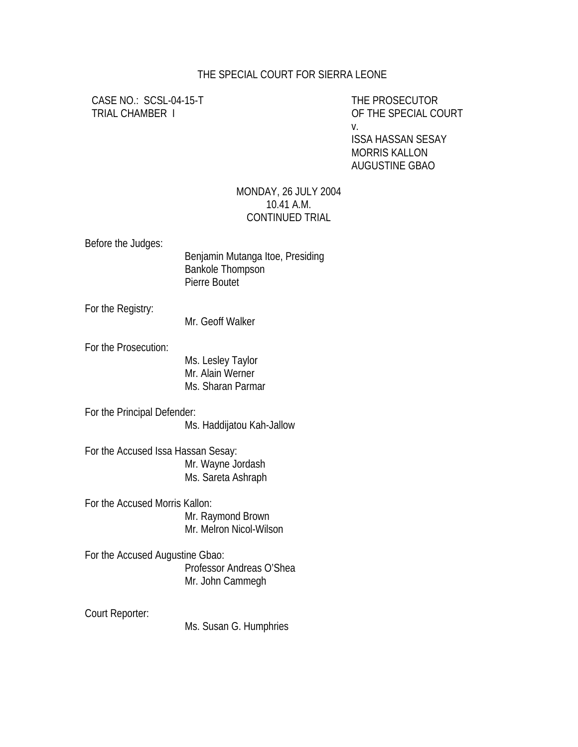THE SPECIAL COURT FOR SIERRA LEONE

CASE NO.: SCSL-04-15-T
TRIAL CHAMBER I

THE PROSECUTOR
OF THE SPECIAL COURT
v.
ISSA HASSAN SESAY
MORRIS KALLON
AUGUSTINE GBAO

MONDAY, 26 JULY 2004
10.41 A.M.
CONTINUED TRIAL

Before the Judges:
Benjamin Mutanga Itoe, Presiding
Bankole Thompson
Pierre Boutet

For the Registry:
Mr. Geoff Walker

For the Prosecution:
Ms. Lesley Taylor
Mr. Alain Werner
Ms. Sharan Parmar

For the Principal Defender:
Ms. Haddijatou Kah-Jallow

For the Accused Issa Hassan Sesay:
Mr. Wayne Jordash
Ms. Sareta Ashraph

For the Accused Morris Kallon:
Mr. Raymond Brown
Mr. Melron Nicol-Wilson

For the Accused Augustine Gbao:
Professor Andreas O'Shea
Mr. John Cammegh

Court Reporter:
Ms. Susan G. Humphries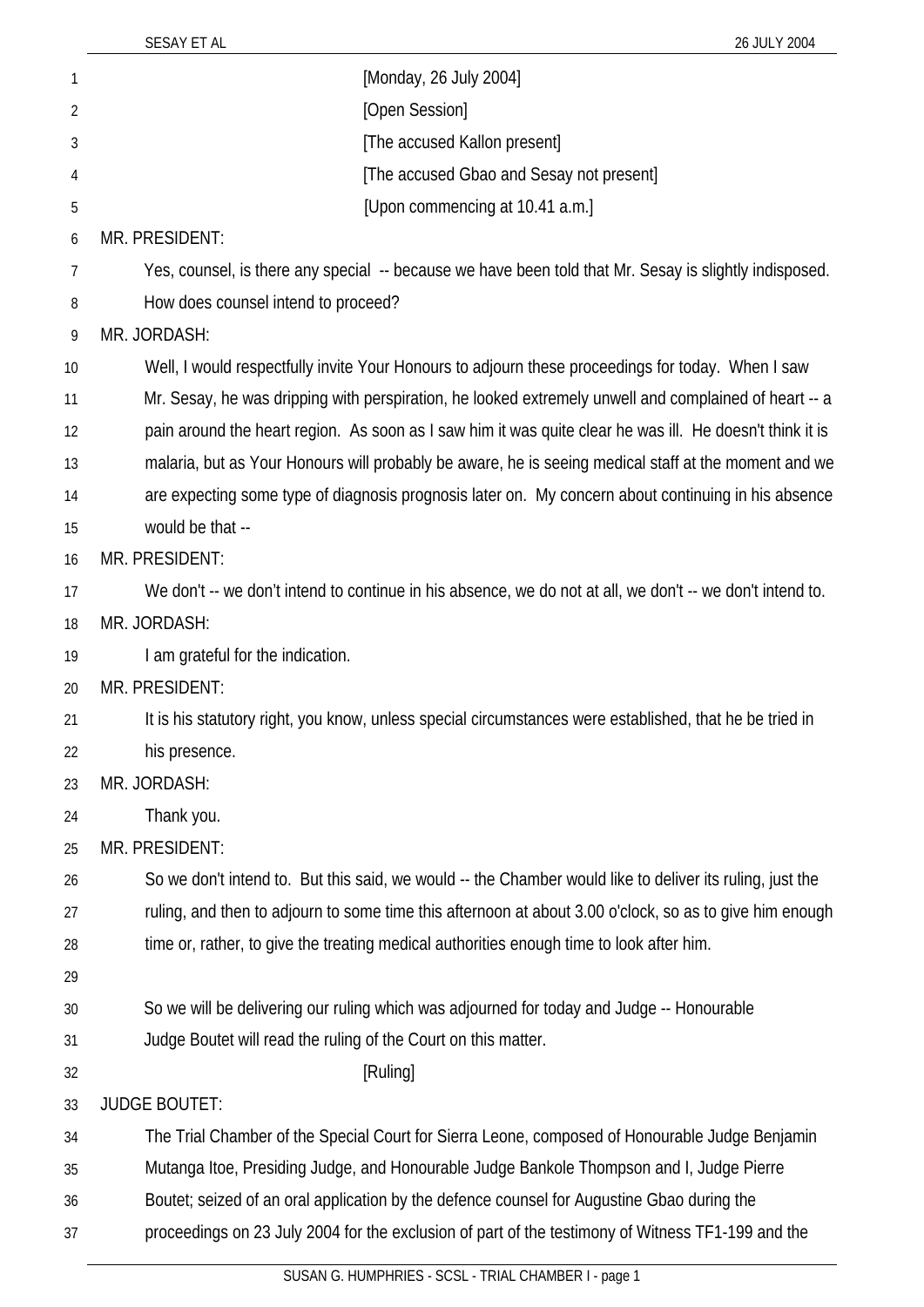[Monday, 26 July 2004]

[Open Session]

[The accused Kallon present]

[The accused Gbao and Sesay not present]

[Upon commencing at 10.41 a.m.]

MR. PRESIDENT:

Yes, counsel, is there any special -- because we have been told that Mr. Sesay is slightly indisposed. How does counsel intend to proceed?

MR. JORDASH:

Well, I would respectfully invite Your Honours to adjourn these proceedings for today. When I saw Mr. Sesay, he was dripping with perspiration, he looked extremely unwell and complained of heart -- a pain around the heart region. As soon as I saw him it was quite clear he was ill. He doesn't think it is malaria, but as Your Honours will probably be aware, he is seeing medical staff at the moment and we are expecting some type of diagnosis prognosis later on. My concern about continuing in his absence would be that --

MR. PRESIDENT:

We don't -- we don't intend to continue in his absence, we do not at all, we don't -- we don't intend to.

MR. JORDASH:

I am grateful for the indication.

MR. PRESIDENT:

It is his statutory right, you know, unless special circumstances were established, that he be tried in his presence.

MR. JORDASH:

Thank you.

MR. PRESIDENT:

So we don't intend to. But this said, we would -- the Chamber would like to deliver its ruling, just the ruling, and then to adjourn to some time this afternoon at about 3.00 o'clock, so as to give him enough time or, rather, to give the treating medical authorities enough time to look after him.

So we will be delivering our ruling which was adjourned for today and Judge -- Honourable Judge Boutet will read the ruling of the Court on this matter.

[Ruling]

JUDGE BOUTET:

The Trial Chamber of the Special Court for Sierra Leone, composed of Honourable Judge Benjamin Mutanga Itoe, Presiding Judge, and Honourable Judge Bankole Thompson and I, Judge Pierre Boutet; seized of an oral application by the defence counsel for Augustine Gbao during the proceedings on 23 July 2004 for the exclusion of part of the testimony of Witness TF1-199 and the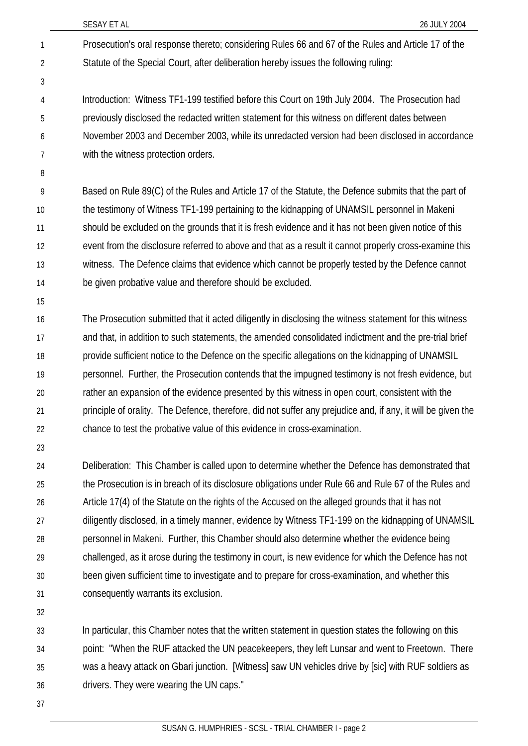Prosecution's oral response thereto; considering Rules 66 and 67 of the Rules and Article 17 of the Statute of the Special Court, after deliberation hereby issues the following ruling:

Introduction: Witness TF1-199 testified before this Court on 19th July 2004. The Prosecution had previously disclosed the redacted written statement for this witness on different dates between November 2003 and December 2003, while its unredacted version had been disclosed in accordance with the witness protection orders.

Based on Rule 89(C) of the Rules and Article 17 of the Statute, the Defence submits that the part of the testimony of Witness TF1-199 pertaining to the kidnapping of UNAMSIL personnel in Makeni should be excluded on the grounds that it is fresh evidence and it has not been given notice of this event from the disclosure referred to above and that as a result it cannot properly cross-examine this witness. The Defence claims that evidence which cannot be properly tested by the Defence cannot be given probative value and therefore should be excluded.

The Prosecution submitted that it acted diligently in disclosing the witness statement for this witness and that, in addition to such statements, the amended consolidated indictment and the pre-trial brief provide sufficient notice to the Defence on the specific allegations on the kidnapping of UNAMSIL personnel. Further, the Prosecution contends that the impugned testimony is not fresh evidence, but rather an expansion of the evidence presented by this witness in open court, consistent with the principle of orality. The Defence, therefore, did not suffer any prejudice and, if any, it will be given the chance to test the probative value of this evidence in cross-examination.

Deliberation: This Chamber is called upon to determine whether the Defence has demonstrated that the Prosecution is in breach of its disclosure obligations under Rule 66 and Rule 67 of the Rules and Article 17(4) of the Statute on the rights of the Accused on the alleged grounds that it has not diligently disclosed, in a timely manner, evidence by Witness TF1-199 on the kidnapping of UNAMSIL personnel in Makeni. Further, this Chamber should also determine whether the evidence being challenged, as it arose during the testimony in court, is new evidence for which the Defence has not been given sufficient time to investigate and to prepare for cross-examination, and whether this consequently warrants its exclusion.

In particular, this Chamber notes that the written statement in question states the following on this point: "When the RUF attacked the UN peacekeepers, they left Lunsar and went to Freetown. There was a heavy attack on Gbari junction. [Witness] saw UN vehicles drive by [sic] with RUF soldiers as drivers. They were wearing the UN caps."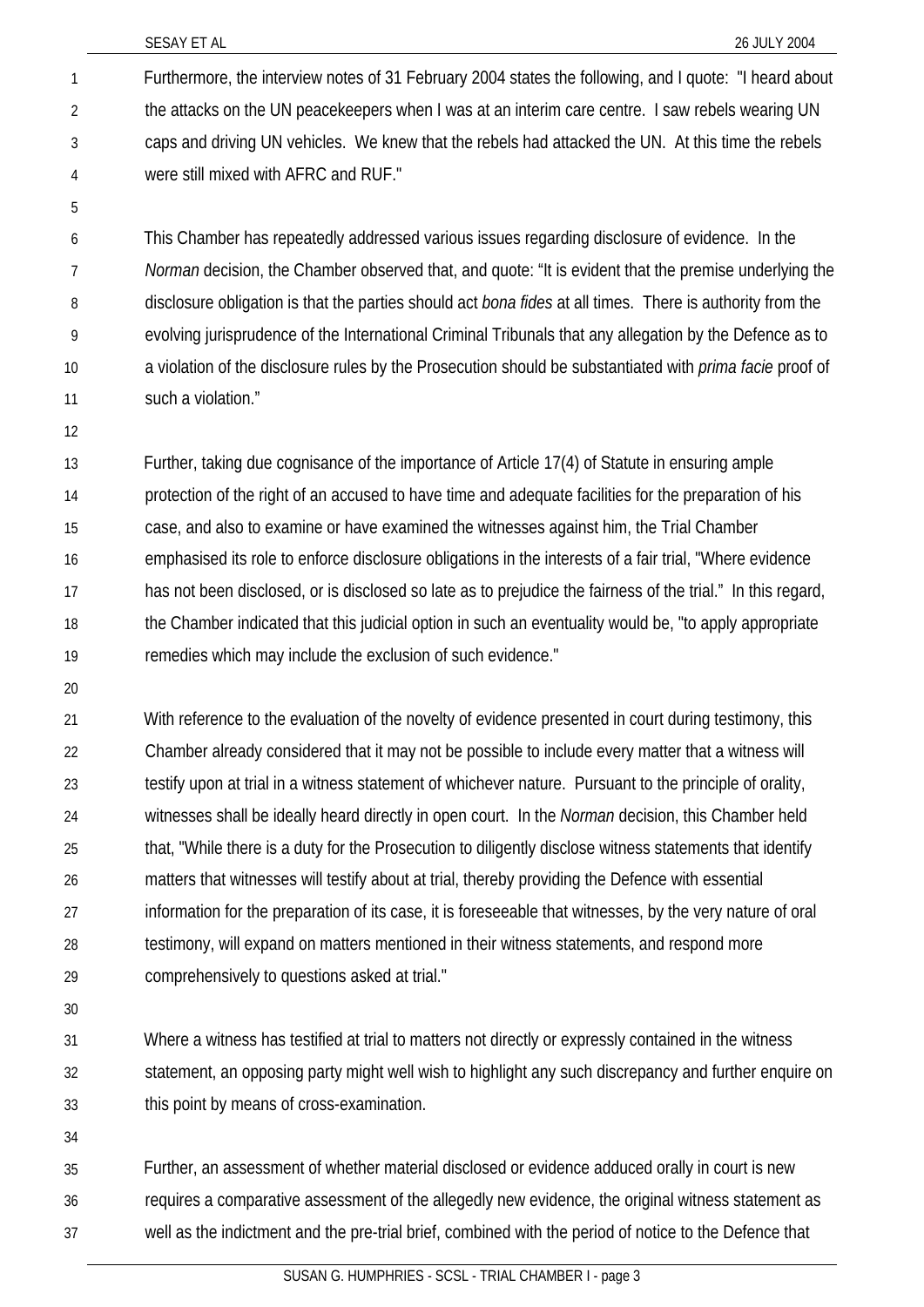Furthermore, the interview notes of 31 February 2004 states the following, and I quote: "I heard about the attacks on the UN peacekeepers when I was at an interim care centre. I saw rebels wearing UN caps and driving UN vehicles. We knew that the rebels had attacked the UN. At this time the rebels were still mixed with AFRC and RUF."

This Chamber has repeatedly addressed various issues regarding disclosure of evidence. In the *Norman* decision, the Chamber observed that, and quote: "It is evident that the premise underlying the disclosure obligation is that the parties should act *bona fides* at all times. There is authority from the evolving jurisprudence of the International Criminal Tribunals that any allegation by the Defence as to a violation of the disclosure rules by the Prosecution should be substantiated with *prima facie* proof of such a violation."

Further, taking due cognisance of the importance of Article 17(4) of Statute in ensuring ample protection of the right of an accused to have time and adequate facilities for the preparation of his case, and also to examine or have examined the witnesses against him, the Trial Chamber emphasised its role to enforce disclosure obligations in the interests of a fair trial, "Where evidence has not been disclosed, or is disclosed so late as to prejudice the fairness of the trial." In this regard, the Chamber indicated that this judicial option in such an eventuality would be, "to apply appropriate remedies which may include the exclusion of such evidence."

With reference to the evaluation of the novelty of evidence presented in court during testimony, this Chamber already considered that it may not be possible to include every matter that a witness will testify upon at trial in a witness statement of whichever nature. Pursuant to the principle of orality, witnesses shall be ideally heard directly in open court. In the *Norman* decision, this Chamber held that, "While there is a duty for the Prosecution to diligently disclose witness statements that identify matters that witnesses will testify about at trial, thereby providing the Defence with essential information for the preparation of its case, it is foreseeable that witnesses, by the very nature of oral testimony, will expand on matters mentioned in their witness statements, and respond more comprehensively to questions asked at trial."

Where a witness has testified at trial to matters not directly or expressly contained in the witness statement, an opposing party might well wish to highlight any such discrepancy and further enquire on this point by means of cross-examination.

Further, an assessment of whether material disclosed or evidence adduced orally in court is new requires a comparative assessment of the allegedly new evidence, the original witness statement as well as the indictment and the pre-trial brief, combined with the period of notice to the Defence that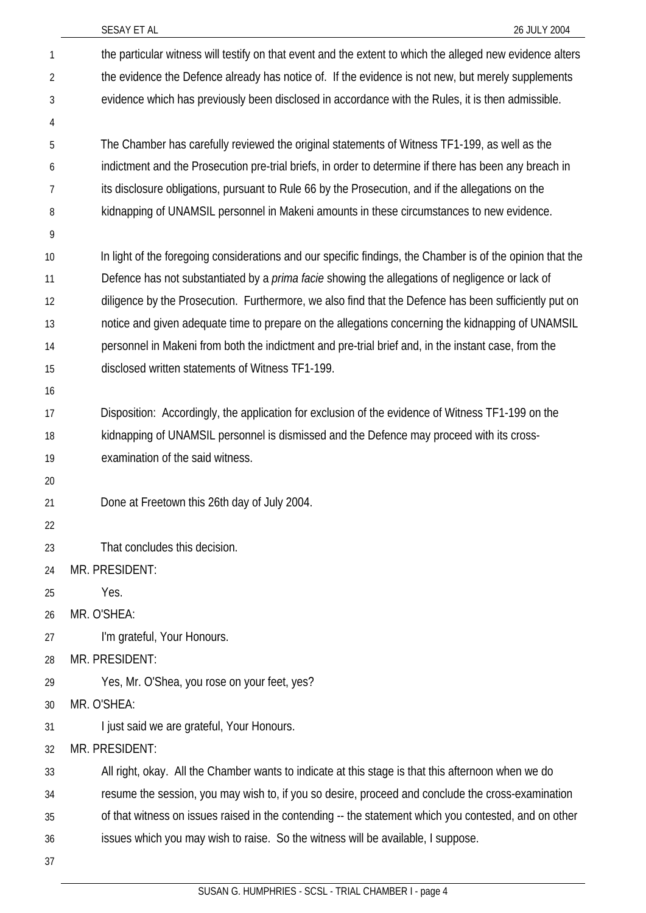the particular witness will testify on that event and the extent to which the alleged new evidence alters the evidence the Defence already has notice of. If the evidence is not new, but merely supplements evidence which has previously been disclosed in accordance with the Rules, it is then admissible.

The Chamber has carefully reviewed the original statements of Witness TF1-199, as well as the indictment and the Prosecution pre-trial briefs, in order to determine if there has been any breach in its disclosure obligations, pursuant to Rule 66 by the Prosecution, and if the allegations on the kidnapping of UNAMSIL personnel in Makeni amounts in these circumstances to new evidence.

In light of the foregoing considerations and our specific findings, the Chamber is of the opinion that the Defence has not substantiated by a *prima facie* showing the allegations of negligence or lack of diligence by the Prosecution. Furthermore, we also find that the Defence has been sufficiently put on notice and given adequate time to prepare on the allegations concerning the kidnapping of UNAMSIL personnel in Makeni from both the indictment and pre-trial brief and, in the instant case, from the disclosed written statements of Witness TF1-199.

Disposition: Accordingly, the application for exclusion of the evidence of Witness TF1-199 on the kidnapping of UNAMSIL personnel is dismissed and the Defence may proceed with its cross-examination of the said witness.

Done at Freetown this 26th day of July 2004.

That concludes this decision.

MR. PRESIDENT:

Yes.

MR. O'SHEA:

I'm grateful, Your Honours.

MR. PRESIDENT:

Yes, Mr. O'Shea, you rose on your feet, yes?

MR. O'SHEA:

I just said we are grateful, Your Honours.

MR. PRESIDENT:

All right, okay. All the Chamber wants to indicate at this stage is that this afternoon when we do resume the session, you may wish to, if you so desire, proceed and conclude the cross-examination of that witness on issues raised in the contending -- the statement which you contested, and on other issues which you may wish to raise. So the witness will be available, I suppose.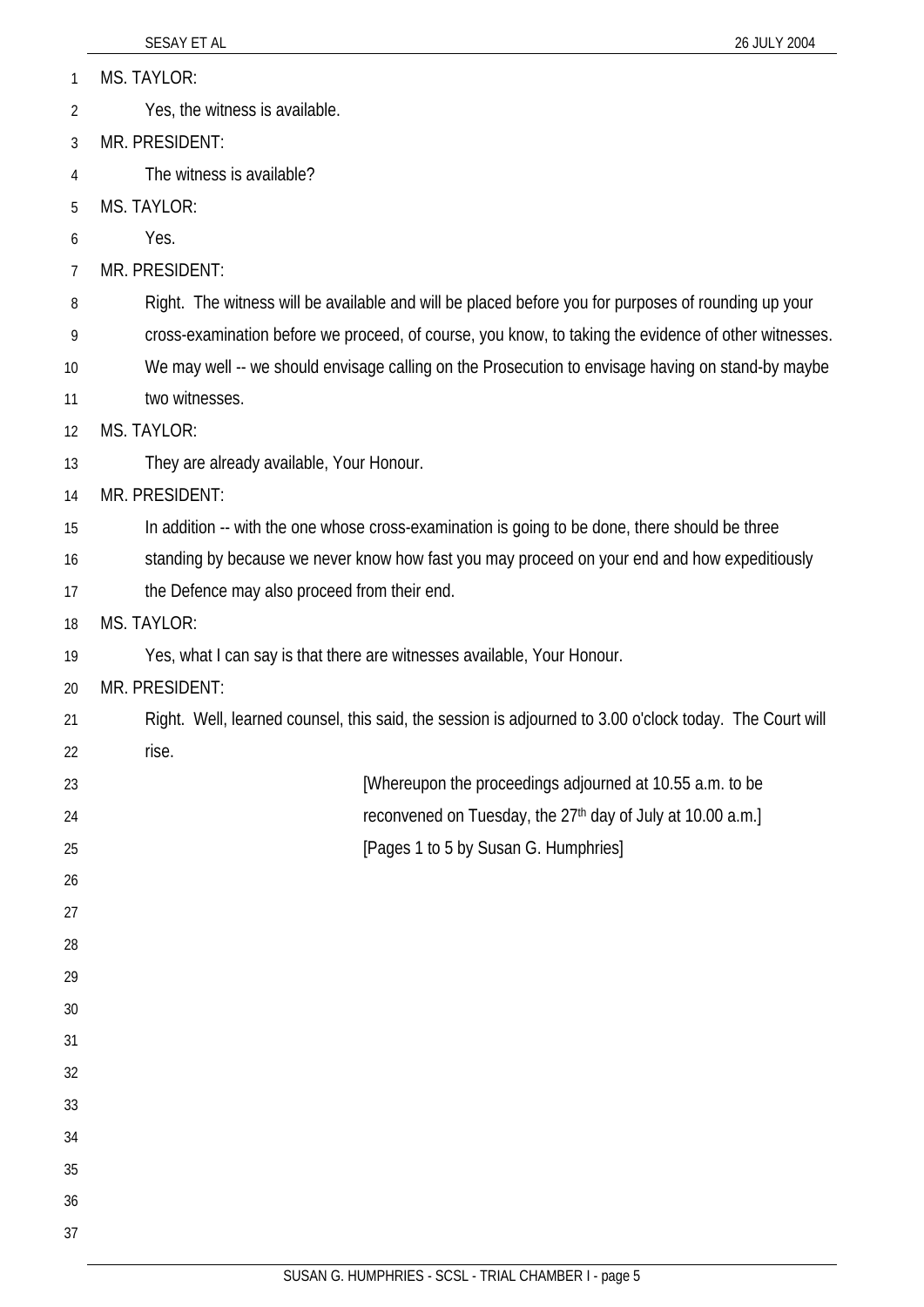MS. TAYLOR:

Yes, the witness is available.

MR. PRESIDENT:

The witness is available?

MS. TAYLOR:

Yes.

MR. PRESIDENT:

Right. The witness will be available and will be placed before you for purposes of rounding up your cross-examination before we proceed, of course, you know, to taking the evidence of other witnesses. We may well -- we should envisage calling on the Prosecution to envisage having on stand-by maybe two witnesses.

MS. TAYLOR:

They are already available, Your Honour.

MR. PRESIDENT:

In addition -- with the one whose cross-examination is going to be done, there should be three standing by because we never know how fast you may proceed on your end and how expeditiously the Defence may also proceed from their end.

MS. TAYLOR:

Yes, what I can say is that there are witnesses available, Your Honour.

MR. PRESIDENT:

Right. Well, learned counsel, this said, the session is adjourned to 3.00 o'clock today. The Court will rise.

[Whereupon the proceedings adjourned at 10.55 a.m. to be reconvened on Tuesday, the 27th day of July at 10.00 a.m.]

[Pages 1 to 5 by Susan G. Humphries]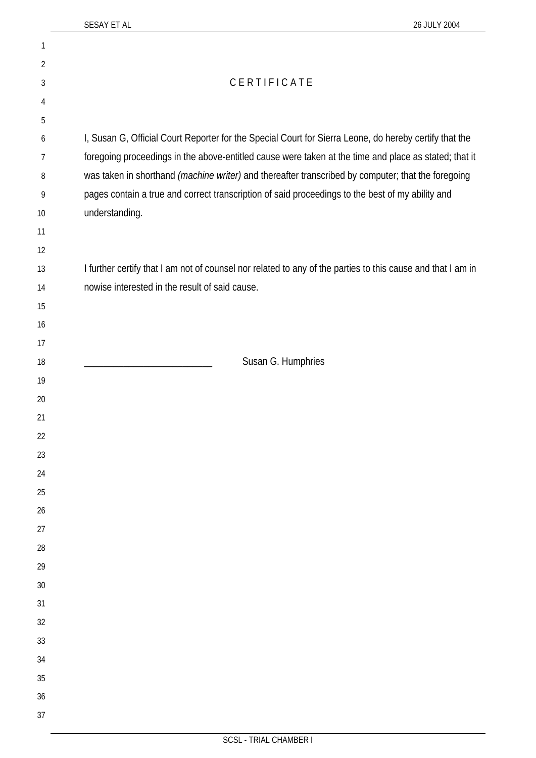# C E R T I F I C A T E

I, Susan G, Official Court Reporter for the Special Court for Sierra Leone, do hereby certify that the foregoing proceedings in the above-entitled cause were taken at the time and place as stated; that it was taken in shorthand *(machine writer)* and thereafter transcribed by computer; that the foregoing pages contain a true and correct transcription of said proceedings to the best of my ability and understanding.

I further certify that I am not of counsel nor related to any of the parties to this cause and that I am in nowise interested in the result of said cause.

___________________________ Susan G. Humphries